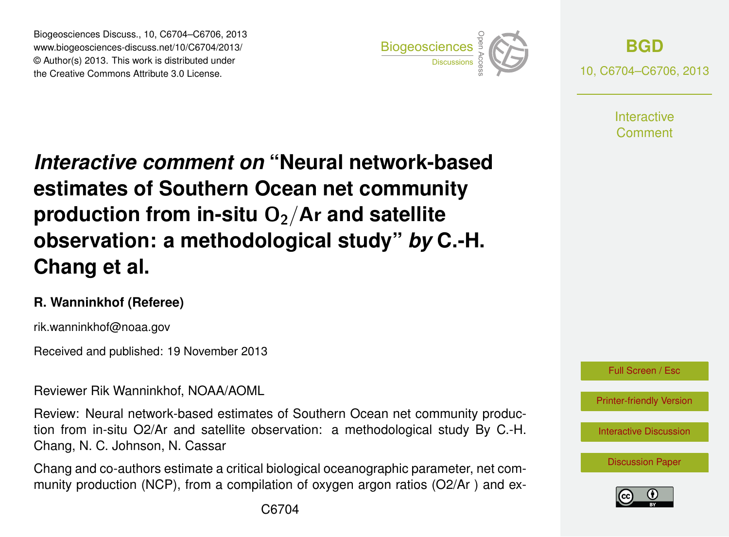# *Interactive comment on* "Neural network-based estimates of Southern Ocean net community production from in-situ $O_2/Ar$ and satellite observation: a methodological study" *by* C.-H. Chang et al.

**R. Wanninkhof (Referee)**

rik.wanninkhof@noaa.gov

Received and published: 19 November 2013

Reviewer Rik Wanninkhof, NOAA/AOML

Review: Neural network-based estimates of Southern Ocean net community production from in-situ O2/Ar and satellite observation: a methodological study By C.-H. Chang, N. C. Johnson, N. Cassar

Chang and co-authors estimate a critical biological oceanographic parameter, net community production (NCP), from a compilation of oxygen argon ratios (O2/Ar ) and ex-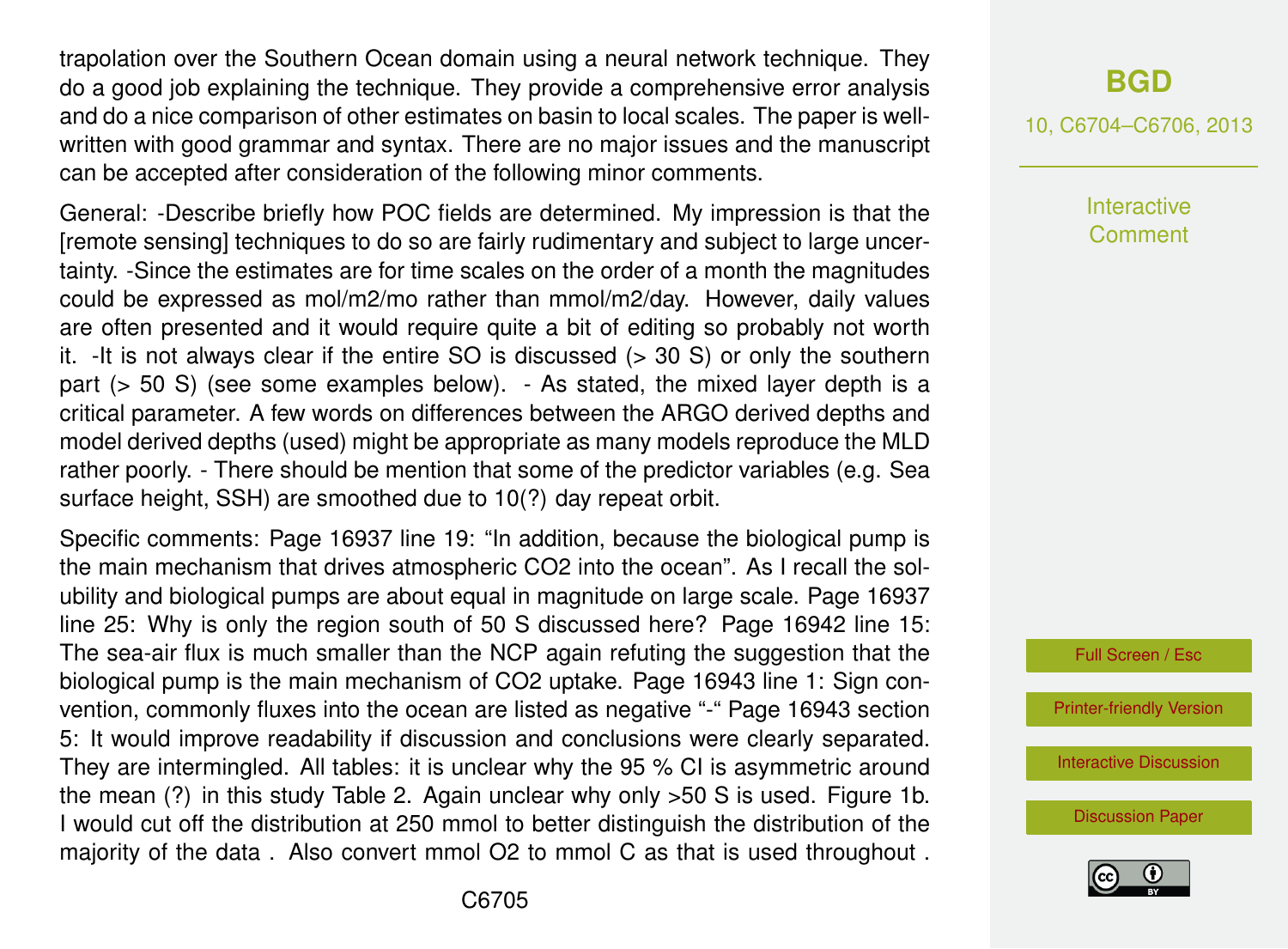trapolation over the Southern Ocean domain using a neural network technique. They do a good job explaining the technique. They provide a comprehensive error analysis and do a nice comparison of other estimates on basin to local scales. The paper is well-written with good grammar and syntax. There are no major issues and the manuscript can be accepted after consideration of the following minor comments.

General: -Describe briefly how POC fields are determined. My impression is that the [remote sensing] techniques to do so are fairly rudimentary and subject to large uncertainty. -Since the estimates are for time scales on the order of a month the magnitudes could be expressed as mol/m2/mo rather than mmol/m2/day. However, daily values are often presented and it would require quite a bit of editing so probably not worth it. -It is not always clear if the entire SO is discussed (> 30 S) or only the southern part (> 50 S) (see some examples below). - As stated, the mixed layer depth is a critical parameter. A few words on differences between the ARGO derived depths and model derived depths (used) might be appropriate as many models reproduce the MLD rather poorly. - There should be mention that some of the predictor variables (e.g. Sea surface height, SSH) are smoothed due to 10(?) day repeat orbit.

Specific comments: Page 16937 line 19: "In addition, because the biological pump is the main mechanism that drives atmospheric CO2 into the ocean". As I recall the solubility and biological pumps are about equal in magnitude on large scale. Page 16937 line 25: Why is only the region south of 50 S discussed here? Page 16942 line 15: The sea-air flux is much smaller than the NCP again refuting the suggestion that the biological pump is the main mechanism of CO2 uptake. Page 16943 line 1: Sign convention, commonly fluxes into the ocean are listed as negative "-" Page 16943 section 5: It would improve readability if discussion and conclusions were clearly separated. They are intermingled. All tables: it is unclear why the 95 % CI is asymmetric around the mean (?) in this study Table 2. Again unclear why only >50 S is used. Figure 1b. I would cut off the distribution at 250 mmol to better distinguish the distribution of the majority of the data . Also convert mmol O2 to mmol C as that is used throughout .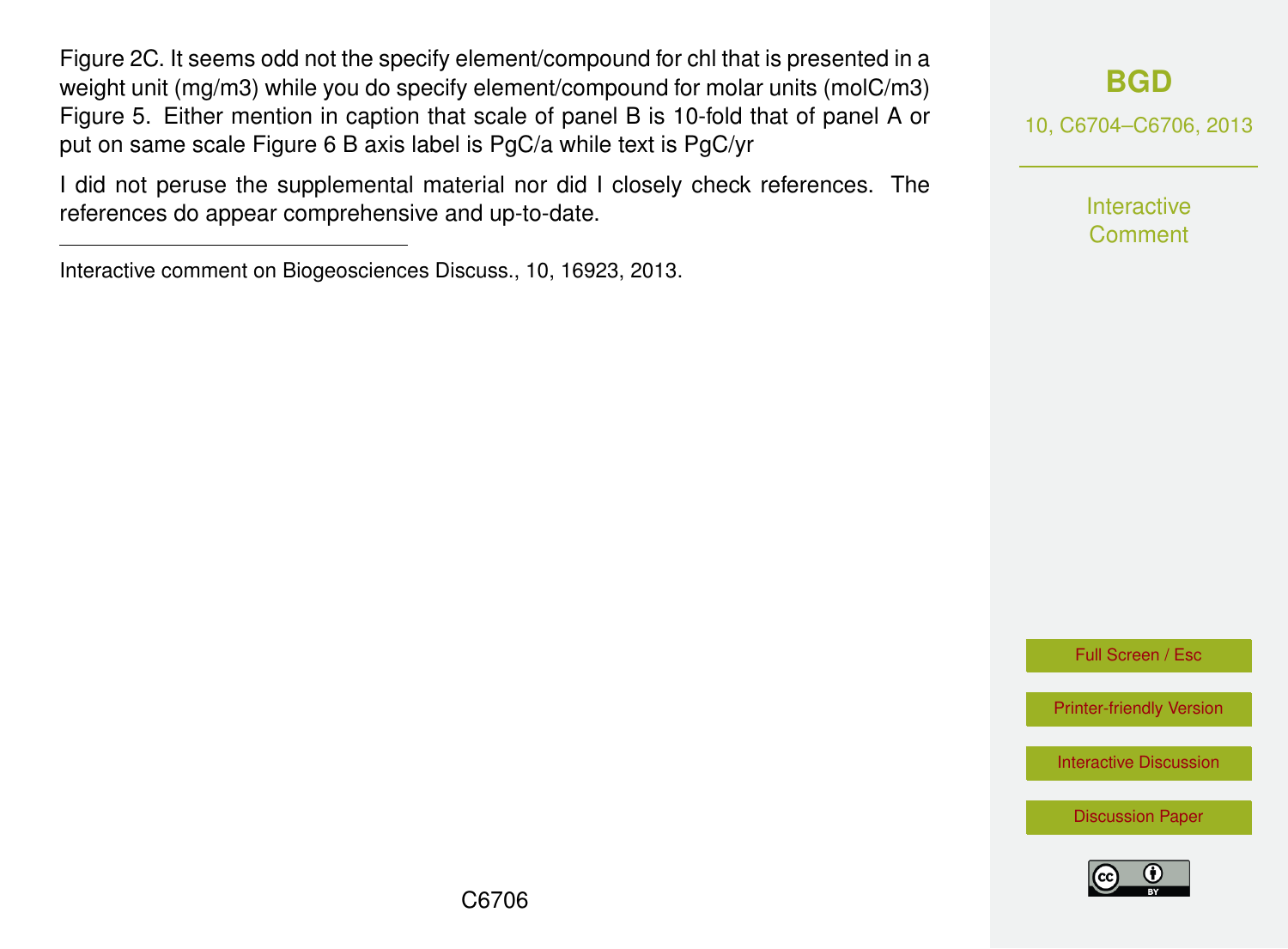Figure 2C. It seems odd not the specify element/compound for chl that is presented in a weight unit (mg/m3) while you do specify element/compound for molar units (molC/m3) Figure 5. Either mention in caption that scale of panel B is 10-fold that of panel A or put on same scale Figure 6 B axis label is PgC/a while text is PgC/yr

I did not peruse the supplemental material nor did I closely check references. The references do appear comprehensive and up-to-date.

---

Interactive comment on Biogeosciences Discuss., 10, 16923, 2013.